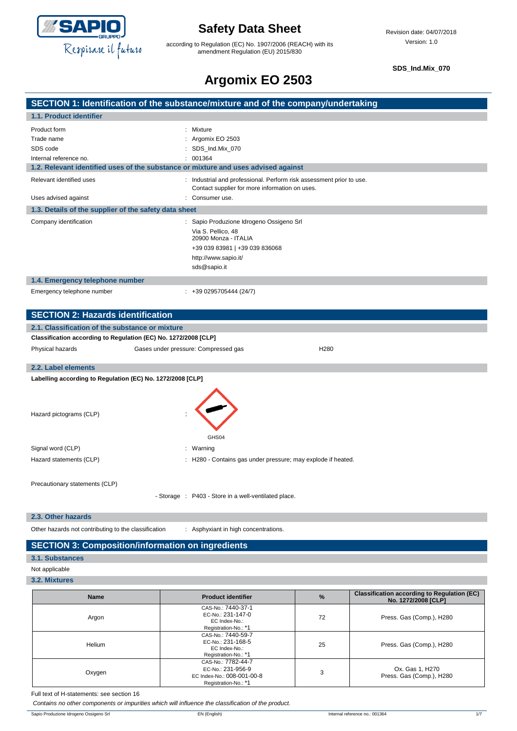# Safety Data Sheet

according to Regulation (EC) No. 1907/2006 (REACH) with its amendment Regulation (EU) 2015/830

Revision date: 04/07/2018

Version: 1.0

**SDS_Ind.Mix_070**

# Argomix EO 2503

## SECTION 1: Identification of the substance/mixture and of the company/undertaking

### 1.1. Product identifier

| | |
|---|---|
| Product form | : Mixture |
| Trade name | : Argomix EO 2503 |
| SDS code | : SDS_Ind.Mix_070 |
| Internal reference no. | : 001364 |

### 1.2. Relevant identified uses of the substance or mixture and uses advised against

| | |
|---|---|
| Relevant identified uses | : Industrial and professional. Perform risk assessment prior to use. Contact supplier for more information on uses. |
| Uses advised against | : Consumer use. |

### 1.3. Details of the supplier of the safety data sheet

Company identification : Sapio Produzione Idrogeno Ossigeno Srl
Via S. Pellico, 48
20900 Monza - ITALIA
+39 039 83981 | +39 039 836068
http://www.sapio.it/
sds@sapio.it

### 1.4. Emergency telephone number

Emergency telephone number : +39 0295705444 (24/7)

## SECTION 2: Hazards identification

### 2.1. Classification of the substance or mixture

**Classification according to Regulation (EC) No. 1272/2008 [CLP]**

| | | |
|---|---|---|
| Physical hazards | Gases under pressure: Compressed gas | H280 |

### 2.2. Label elements

**Labelling according to Regulation (EC) No. 1272/2008 [CLP]**

Hazard pictograms (CLP) :

GHS04

| | |
|---|---|
| Signal word (CLP) | : Warning |
| Hazard statements (CLP) | : H280 - Contains gas under pressure; may explode if heated. |

Precautionary statements (CLP)

- Storage : P403 - Store in a well-ventilated place.

### 2.3. Other hazards

Other hazards not contributing to the classification : Asphyxiant in high concentrations.

## SECTION 3: Composition/information on ingredients

### 3.1. Substances

Not applicable

### 3.2. Mixtures

| Name | Product identifier | % | Classification according to Regulation (EC) No. 1272/2008 [CLP] |
|---|---|---|---|
| Argon | CAS-No.: 7440-37-1<br>EC-No.: 231-147-0<br>EC Index-No.:<br>Registration-No.: *1 | 72 | Press. Gas (Comp.), H280 |
| Helium | CAS-No.: 7440-59-7<br>EC-No.: 231-168-5<br>EC Index-No.:<br>Registration-No.: *1 | 25 | Press. Gas (Comp.), H280 |
| Oxygen | CAS-No.: 7782-44-7<br>EC-No.: 231-956-9<br>EC Index-No.: 008-001-00-8<br>Registration-No.: *1 | 3 | Ox. Gas 1, H270<br>Press. Gas (Comp.), H280 |

Full text of H-statements: see section 16

*Contains no other components or impurities which will influence the classification of the product.*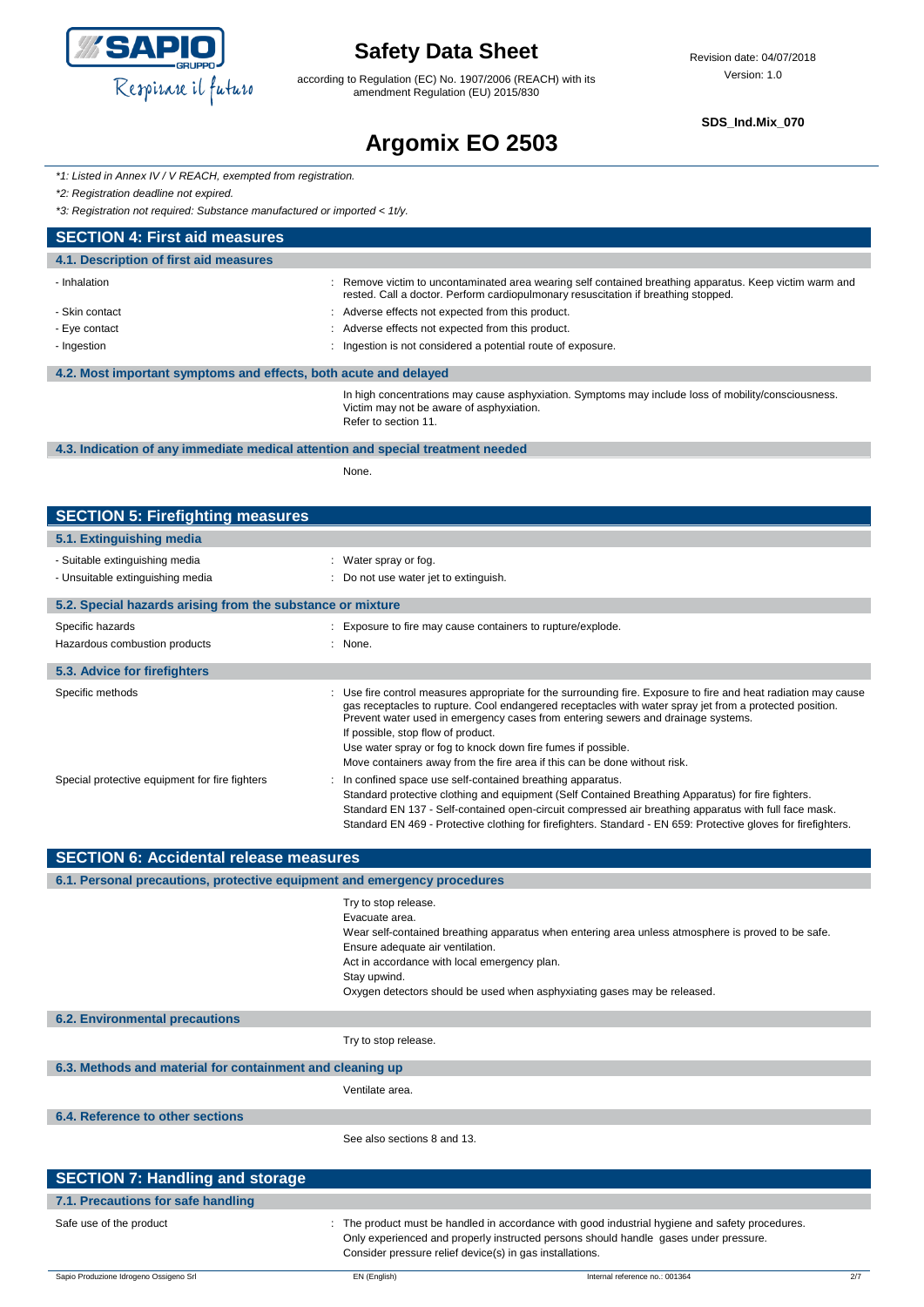*\*1: Listed in Annex IV / V REACH, exempted from registration.*

*\*2: Registration deadline not expired.*

*\*3: Registration not required: Substance manufactured or imported < 1t/y.*

## SECTION 4: First aid measures

### 4.1. Description of first aid measures

- Inhalation : Remove victim to uncontaminated area wearing self contained breathing apparatus. Keep victim warm and rested. Call a doctor. Perform cardiopulmonary resuscitation if breathing stopped.
- Skin contact : Adverse effects not expected from this product.
- Eye contact : Adverse effects not expected from this product.
- Ingestion : Ingestion is not considered a potential route of exposure.

### 4.2. Most important symptoms and effects, both acute and delayed

In high concentrations may cause asphyxiation. Symptoms may include loss of mobility/consciousness. Victim may not be aware of asphyxiation.
Refer to section 11.

### 4.3. Indication of any immediate medical attention and special treatment needed

None.

## SECTION 5: Firefighting measures

### 5.1. Extinguishing media

- Suitable extinguishing media : Water spray or fog.
- Unsuitable extinguishing media : Do not use water jet to extinguish.

### 5.2. Special hazards arising from the substance or mixture

Specific hazards : Exposure to fire may cause containers to rupture/explode.

Hazardous combustion products : None.

### 5.3. Advice for firefighters

Specific methods : Use fire control measures appropriate for the surrounding fire. Exposure to fire and heat radiation may cause gas receptacles to rupture. Cool endangered receptacles with water spray jet from a protected position. Prevent water used in emergency cases from entering sewers and drainage systems.
If possible, stop flow of product.
Use water spray or fog to knock down fire fumes if possible.
Move containers away from the fire area if this can be done without risk.

Special protective equipment for fire fighters : In confined space use self-contained breathing apparatus.
Standard protective clothing and equipment (Self Contained Breathing Apparatus) for fire fighters.
Standard EN 137 - Self-contained open-circuit compressed air breathing apparatus with full face mask.
Standard EN 469 - Protective clothing for firefighters. Standard - EN 659: Protective gloves for firefighters.

## SECTION 6: Accidental release measures

### 6.1. Personal precautions, protective equipment and emergency procedures

Try to stop release.
Evacuate area.
Wear self-contained breathing apparatus when entering area unless atmosphere is proved to be safe.
Ensure adequate air ventilation.
Act in accordance with local emergency plan.
Stay upwind.
Oxygen detectors should be used when asphyxiating gases may be released.

### 6.2. Environmental precautions

Try to stop release.

### 6.3. Methods and material for containment and cleaning up

Ventilate area.

### 6.4. Reference to other sections

See also sections 8 and 13.

## SECTION 7: Handling and storage

### 7.1. Precautions for safe handling

Safe use of the product : The product must be handled in accordance with good industrial hygiene and safety procedures.
Only experienced and properly instructed persons should handle gases under pressure.
Consider pressure relief device(s) in gas installations.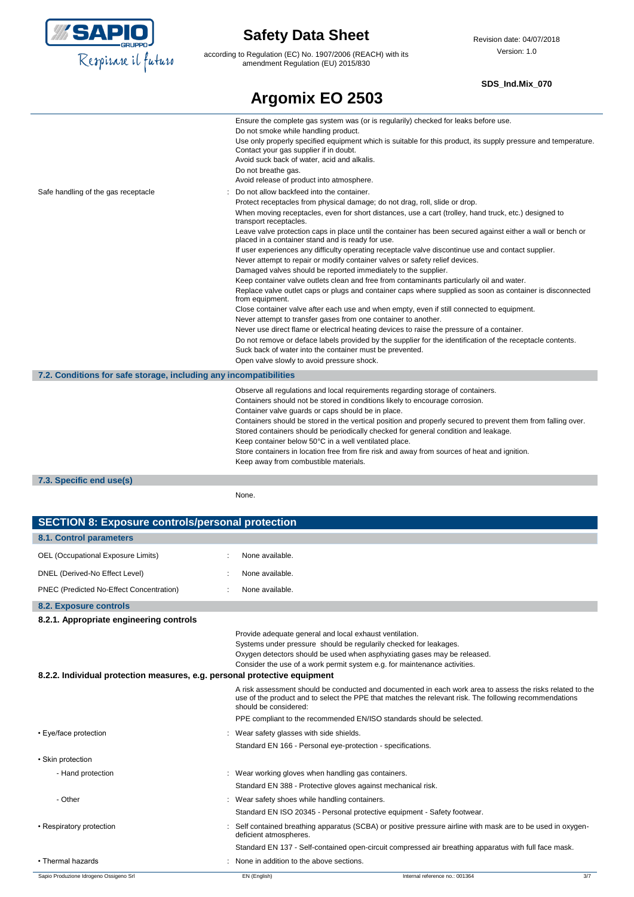Ensure the complete gas system was (or is regularly) checked for leaks before use.
Do not smoke while handling product.
Use only properly specified equipment which is suitable for this product, its supply pressure and temperature. Contact your gas supplier if in doubt.
Avoid suck back of water, acid and alkalis.
Do not breathe gas.
Avoid release of product into atmosphere.

Safe handling of the gas receptacle : Do not allow backfeed into the container.
Protect receptacles from physical damage; do not drag, roll, slide or drop.
When moving receptacles, even for short distances, use a cart (trolley, hand truck, etc.) designed to transport receptacles.
Leave valve protection caps in place until the container has been secured against either a wall or bench or placed in a container stand and is ready for use.
If user experiences any difficulty operating receptacle valve discontinue use and contact supplier.
Never attempt to repair or modify container valves or safety relief devices.
Damaged valves should be reported immediately to the supplier.
Keep container valve outlets clean and free from contaminants particularly oil and water.
Replace valve outlet caps or plugs and container caps where supplied as soon as container is disconnected from equipment.
Close container valve after each use and when empty, even if still connected to equipment.
Never attempt to transfer gases from one container to another.
Never use direct flame or electrical heating devices to raise the pressure of a container.
Do not remove or deface labels provided by the supplier for the identification of the receptacle contents.
Suck back of water into the container must be prevented.
Open valve slowly to avoid pressure shock.

### 7.2. Conditions for safe storage, including any incompatibilities

Observe all regulations and local requirements regarding storage of containers.
Containers should not be stored in conditions likely to encourage corrosion.
Container valve guards or caps should be in place.
Containers should be stored in the vertical position and properly secured to prevent them from falling over.
Stored containers should be periodically checked for general condition and leakage.
Keep container below 50°C in a well ventilated place.
Store containers in location free from fire risk and away from sources of heat and ignition.
Keep away from combustible materials.

### 7.3. Specific end use(s)

None.

## SECTION 8: Exposure controls/personal protection

### 8.1. Control parameters

OEL (Occupational Exposure Limits) : None available.

DNEL (Derived-No Effect Level) : None available.

PNEC (Predicted No-Effect Concentration) : None available.

### 8.2. Exposure controls

#### 8.2.1. Appropriate engineering controls

Provide adequate general and local exhaust ventilation.
Systems under pressure should be regularly checked for leakages.
Oxygen detectors should be used when asphyxiating gases may be released.
Consider the use of a work permit system e.g. for maintenance activities.

#### 8.2.2. Individual protection measures, e.g. personal protective equipment

A risk assessment should be conducted and documented in each work area to assess the risks related to the use of the product and to select the PPE that matches the relevant risk. The following recommendations should be considered:

PPE compliant to the recommended EN/ISO standards should be selected.

- Eye/face protection : Wear safety glasses with side shields.
  Standard EN 166 - Personal eye-protection - specifications.
- Skin protection
  - Hand protection : Wear working gloves when handling gas containers.
    Standard EN 388 - Protective gloves against mechanical risk.
  - Other : Wear safety shoes while handling containers.
    Standard EN ISO 20345 - Personal protective equipment - Safety footwear.
- Respiratory protection : Self contained breathing apparatus (SCBA) or positive pressure airline with mask are to be used in oxygen-deficient atmospheres.
  Standard EN 137 - Self-contained open-circuit compressed air breathing apparatus with full face mask.
- Thermal hazards : None in addition to the above sections.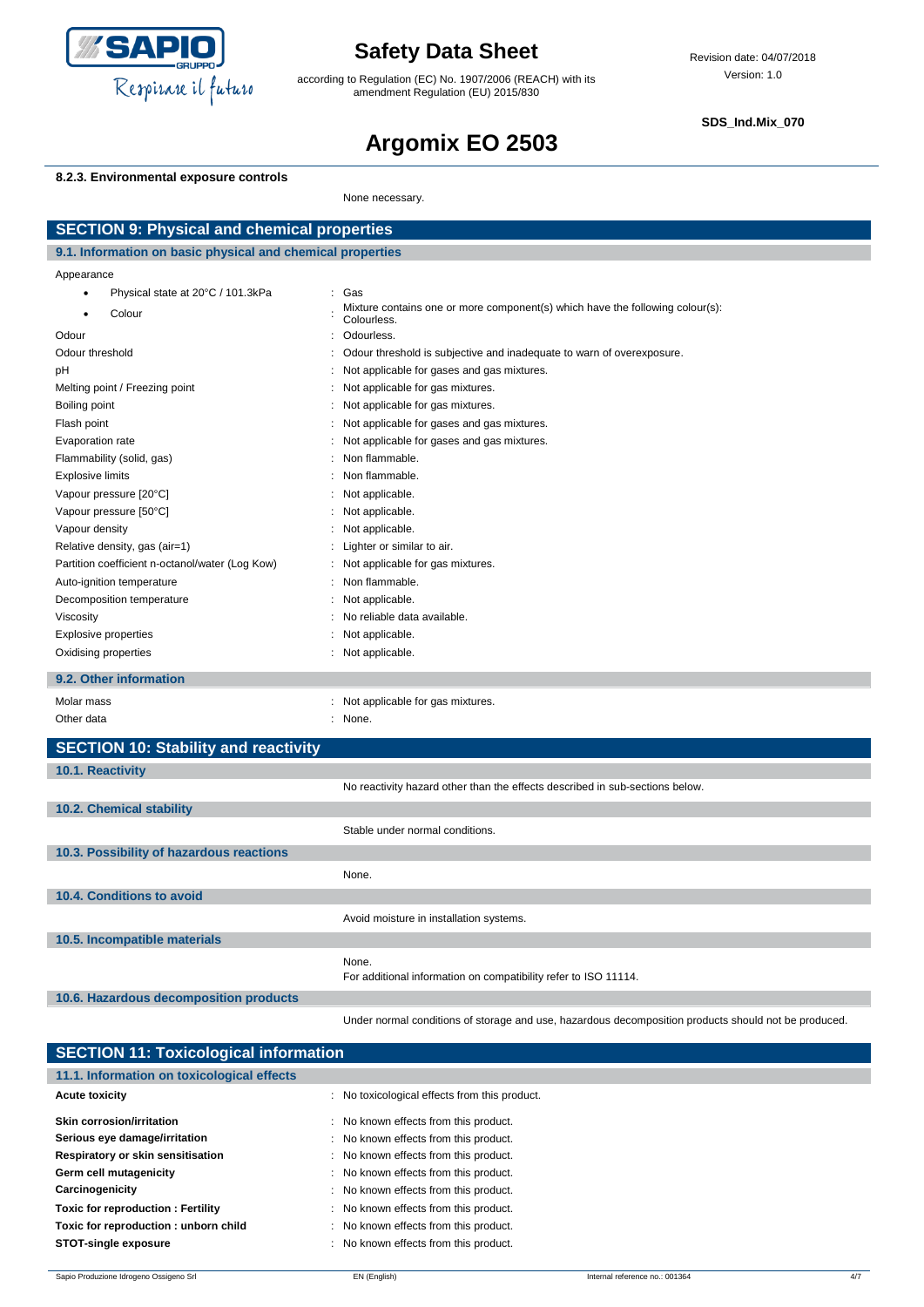#### 8.2.3. Environmental exposure controls

None necessary.

## SECTION 9: Physical and chemical properties

### 9.1. Information on basic physical and chemical properties

Appearance

| | |
|---|---|
| • Physical state at 20°C / 101.3kPa | : Gas |
| • Colour | : Mixture contains one or more component(s) which have the following colour(s): Colourless. |
| Odour | : Odourless. |
| Odour threshold | : Odour threshold is subjective and inadequate to warn of overexposure. |
| pH | : Not applicable for gases and gas mixtures. |
| Melting point / Freezing point | : Not applicable for gas mixtures. |
| Boiling point | : Not applicable for gas mixtures. |
| Flash point | : Not applicable for gases and gas mixtures. |
| Evaporation rate | : Not applicable for gases and gas mixtures. |
| Flammability (solid, gas) | : Non flammable. |
| Explosive limits | : Non flammable. |
| Vapour pressure [20°C] | : Not applicable. |
| Vapour pressure [50°C] | : Not applicable. |
| Vapour density | : Not applicable. |
| Relative density, gas (air=1) | : Lighter or similar to air. |
| Partition coefficient n-octanol/water (Log Kow) | : Not applicable for gas mixtures. |
| Auto-ignition temperature | : Non flammable. |
| Decomposition temperature | : Not applicable. |
| Viscosity | : No reliable data available. |
| Explosive properties | : Not applicable. |
| Oxidising properties | : Not applicable. |

### 9.2. Other information

| | |
|---|---|
| Molar mass | : Not applicable for gas mixtures. |
| Other data | : None. |

## SECTION 10: Stability and reactivity

### 10.1. Reactivity

No reactivity hazard other than the effects described in sub-sections below.

### 10.2. Chemical stability

Stable under normal conditions.

### 10.3. Possibility of hazardous reactions

None.

### 10.4. Conditions to avoid

Avoid moisture in installation systems.

### 10.5. Incompatible materials

None.
For additional information on compatibility refer to ISO 11114.

### 10.6. Hazardous decomposition products

Under normal conditions of storage and use, hazardous decomposition products should not be produced.

## SECTION 11: Toxicological information

### 11.1. Information on toxicological effects

| | |
|---|---|
| **Acute toxicity** | : No toxicological effects from this product. |
| **Skin corrosion/irritation** | : No known effects from this product. |
| **Serious eye damage/irritation** | : No known effects from this product. |
| **Respiratory or skin sensitisation** | : No known effects from this product. |
| **Germ cell mutagenicity** | : No known effects from this product. |
| **Carcinogenicity** | : No known effects from this product. |
| **Toxic for reproduction : Fertility** | : No known effects from this product. |
| **Toxic for reproduction : unborn child** | : No known effects from this product. |
| **STOT-single exposure** | : No known effects from this product. |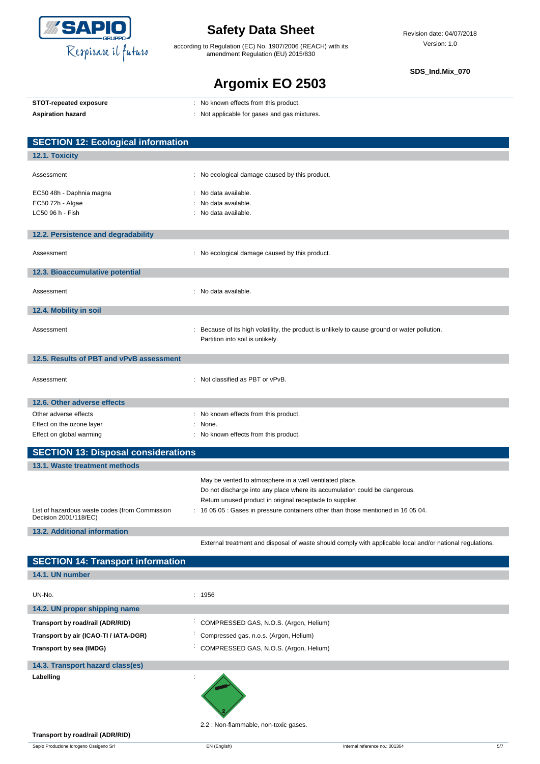**STOT-repeated exposure** : No known effects from this product.

**Aspiration hazard** : Not applicable for gases and gas mixtures.

## SECTION 12: Ecological information

### 12.1. Toxicity

| | |
|---|---|
| Assessment | : No ecological damage caused by this product. |
| EC50 48h - Daphnia magna | : No data available. |
| EC50 72h - Algae | : No data available. |
| LC50 96 h - Fish | : No data available. |

### 12.2. Persistence and degradability

| | |
|---|---|
| Assessment | : No ecological damage caused by this product. |

### 12.3. Bioaccumulative potential

| | |
|---|---|
| Assessment | : No data available. |

### 12.4. Mobility in soil

| | |
|---|---|
| Assessment | : Because of its high volatility, the product is unlikely to cause ground or water pollution. Partition into soil is unlikely. |

### 12.5. Results of PBT and vPvB assessment

| | |
|---|---|
| Assessment | : Not classified as PBT or vPvB. |

### 12.6. Other adverse effects

| | |
|---|---|
| Other adverse effects | : No known effects from this product. |
| Effect on the ozone layer | : None. |
| Effect on global warming | : No known effects from this product. |

## SECTION 13: Disposal considerations

### 13.1. Waste treatment methods

May be vented to atmosphere in a well ventilated place.
Do not discharge into any place where its accumulation could be dangerous.
Return unused product in original receptacle to supplier.

| | |
|---|---|
| List of hazardous waste codes (from Commission Decision 2001/118/EC) | : 16 05 05 : Gases in pressure containers other than those mentioned in 16 05 04. |

### 13.2. Additional information

External treatment and disposal of waste should comply with applicable local and/or national regulations.

## SECTION 14: Transport information

### 14.1. UN number

| | |
|---|---|
| UN-No. | : 1956 |

### 14.2. UN proper shipping name

| | |
|---|---|
| **Transport by road/rail (ADR/RID)** | : COMPRESSED GAS, N.O.S. (Argon, Helium) |
| **Transport by air (ICAO-TI / IATA-DGR)** | : Compressed gas, n.o.s. (Argon, Helium) |
| **Transport by sea (IMDG)** | : COMPRESSED GAS, N.O.S. (Argon, Helium) |

### 14.3. Transport hazard class(es)

**Labelling** :

2.2 : Non-flammable, non-toxic gases.

**Transport by road/rail (ADR/RID)**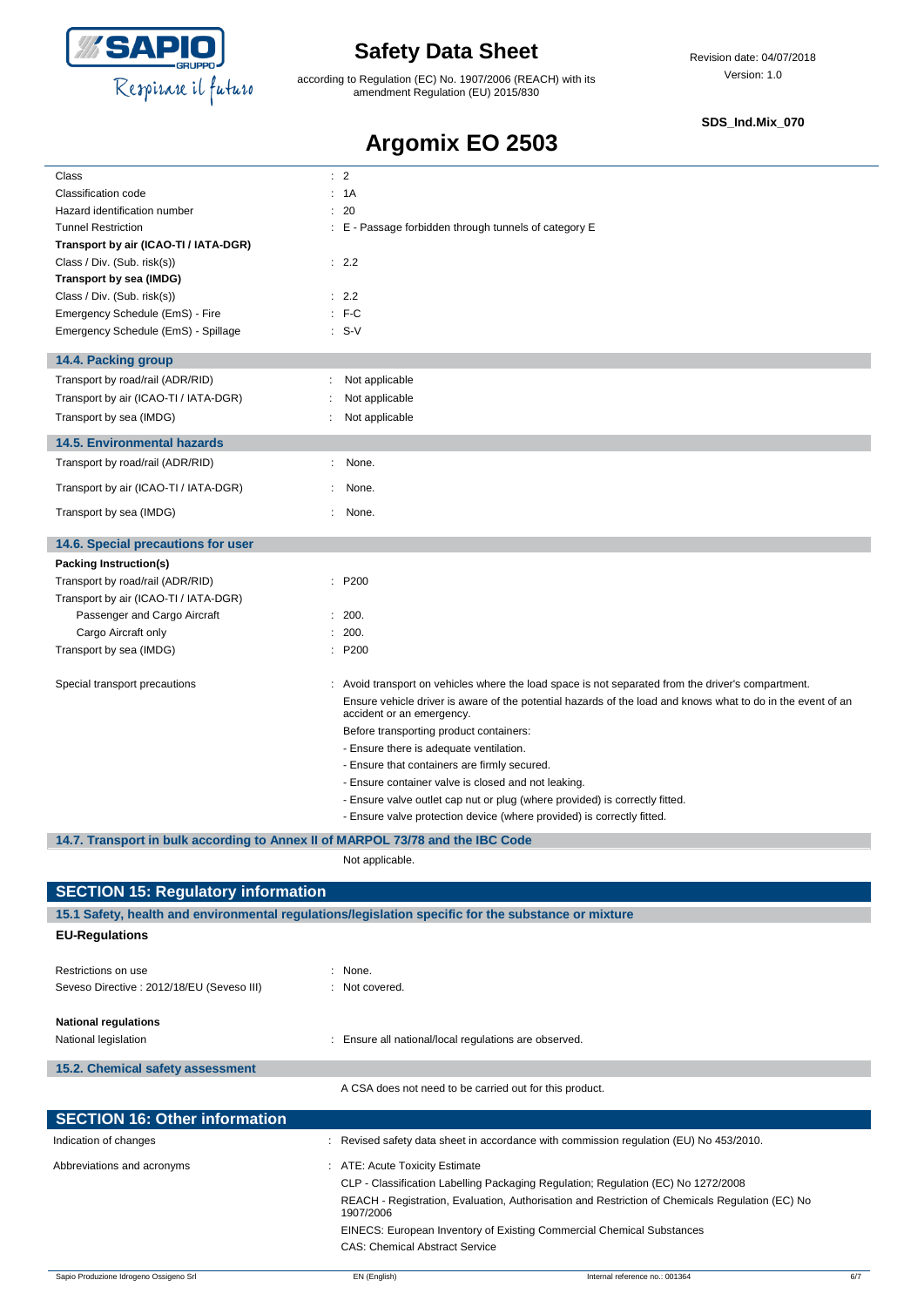| | |
|---|---|
| Class | : 2 |
| Classification code | : 1A |
| Hazard identification number | : 20 |
| Tunnel Restriction | : E - Passage forbidden through tunnels of category E |
| **Transport by air (ICAO-TI / IATA-DGR)** | |
| Class / Div. (Sub. risk(s)) | : 2.2 |
| **Transport by sea (IMDG)** | |
| Class / Div. (Sub. risk(s)) | : 2.2 |
| Emergency Schedule (EmS) - Fire | : F-C |
| Emergency Schedule (EmS) - Spillage | : S-V |

### 14.4. Packing group

| | |
|---|---|
| Transport by road/rail (ADR/RID) | : Not applicable |
| Transport by air (ICAO-TI / IATA-DGR) | : Not applicable |
| Transport by sea (IMDG) | : Not applicable |

### 14.5. Environmental hazards

| | |
|---|---|
| Transport by road/rail (ADR/RID) | : None. |
| Transport by air (ICAO-TI / IATA-DGR) | : None. |
| Transport by sea (IMDG) | : None. |

### 14.6. Special precautions for user

| | |
|---|---|
| **Packing Instruction(s)** | |
| Transport by road/rail (ADR/RID) | : P200 |
| Transport by air (ICAO-TI / IATA-DGR) | |
| Passenger and Cargo Aircraft | : 200. |
| Cargo Aircraft only | : 200. |
| Transport by sea (IMDG) | : P200 |

Special transport precautions : Avoid transport on vehicles where the load space is not separated from the driver's compartment.

Ensure vehicle driver is aware of the potential hazards of the load and knows what to do in the event of an accident or an emergency.

Before transporting product containers:

- Ensure there is adequate ventilation.
- Ensure that containers are firmly secured.
- Ensure container valve is closed and not leaking.
- Ensure valve outlet cap nut or plug (where provided) is correctly fitted.
- Ensure valve protection device (where provided) is correctly fitted.

### 14.7. Transport in bulk according to Annex II of MARPOL 73/78 and the IBC Code

Not applicable.

## SECTION 15: Regulatory information

### 15.1 Safety, health and environmental regulations/legislation specific for the substance or mixture

**EU-Regulations**

| | |
|---|---|
| Restrictions on use | : None. |
| Seveso Directive : 2012/18/EU (Seveso III) | : Not covered. |

**National regulations**

| | |
|---|---|
| National legislation | : Ensure all national/local regulations are observed. |

### 15.2. Chemical safety assessment

A CSA does not need to be carried out for this product.

## SECTION 16: Other information

Indication of changes : Revised safety data sheet in accordance with commission regulation (EU) No 453/2010.

Abbreviations and acronyms : ATE: Acute Toxicity Estimate

CLP - Classification Labelling Packaging Regulation; Regulation (EC) No 1272/2008

REACH - Registration, Evaluation, Authorisation and Restriction of Chemicals Regulation (EC) No 1907/2006

EINECS: European Inventory of Existing Commercial Chemical Substances

CAS: Chemical Abstract Service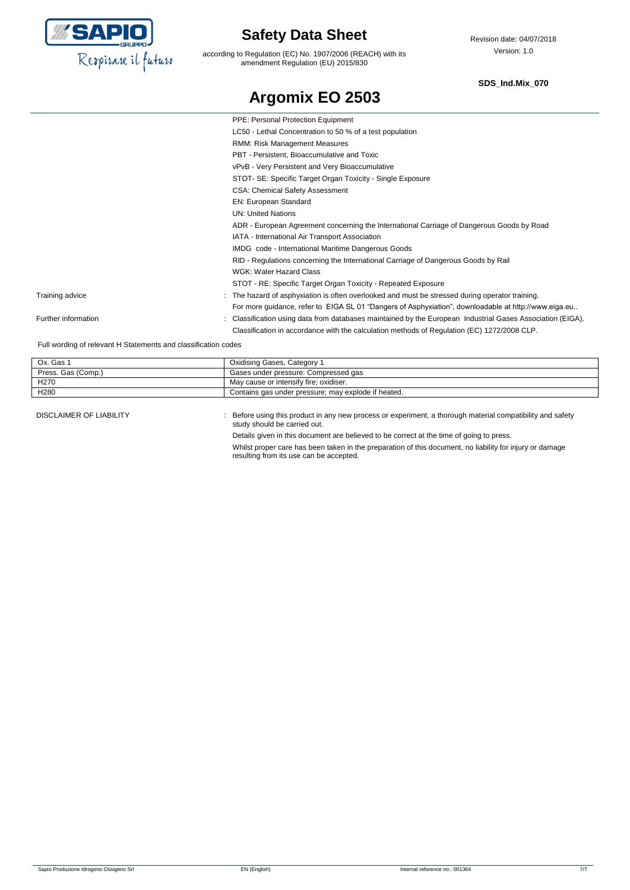PPE: Personal Protection Equipment
LC50 - Lethal Concentration to 50 % of a test population
RMM: Risk Management Measures
PBT - Persistent, Bioaccumulative and Toxic
vPvB - Very Persistent and Very Bioaccumulative
STOT- SE: Specific Target Organ Toxicity - Single Exposure
CSA: Chemical Safety Assessment
EN: European Standard
UN: United Nations
ADR - European Agreement concerning the International Carriage of Dangerous Goods by Road
IATA - International Air Transport Association
IMDG code - International Maritime Dangerous Goods
RID - Regulations concerning the International Carriage of Dangerous Goods by Rail
WGK: Water Hazard Class
STOT - RE: Specific Target Organ Toxicity - Repeated Exposure

Training advice : The hazard of asphyxiation is often overlooked and must be stressed during operator training.
For more guidance, refer to EIGA SL 01 "Dangers of Asphyxiation", downloadable at http://www.eiga.eu..

Further information : Classification using data from databases maintained by the European Industrial Gases Association (EIGA).
Classification in accordance with the calculation methods of Regulation (EC) 1272/2008 CLP.

Full wording of relevant H Statements and classification codes

| | |
|---|---|
| Ox. Gas 1 | Oxidising Gases, Category 1 |
| Press. Gas (Comp.) | Gases under pressure: Compressed gas |
| H270 | May cause or intensify fire; oxidiser. |
| H280 | Contains gas under pressure; may explode if heated. |

DISCLAIMER OF LIABILITY : Before using this product in any new process or experiment, a thorough material compatibility and safety study should be carried out.

Details given in this document are believed to be correct at the time of going to press.

Whilst proper care has been taken in the preparation of this document, no liability for injury or damage resulting from its use can be accepted.